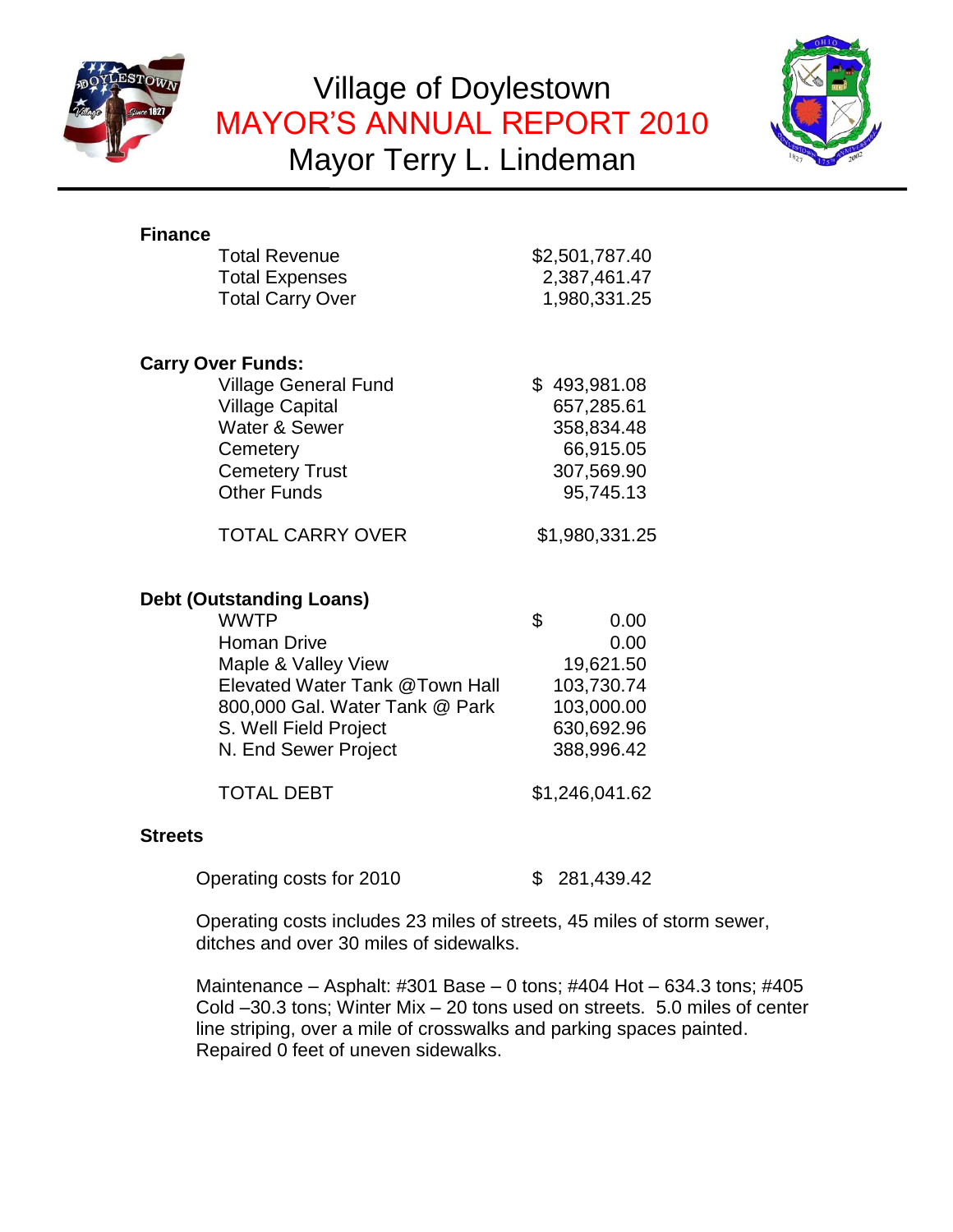# Village of Doylestown

## MAYOR'S ANNUAL REPORT 2010

## Mayor Terry L. Lindeman

### Finance

| | |
|---|---|
| Total Revenue | $2,501,787.40 |
| Total Expenses | 2,387,461.47 |
| Total Carry Over | 1,980,331.25 |

### Carry Over Funds:

| | |
|---|---|
| Village General Fund | $ 493,981.08 |
| Village Capital | 657,285.61 |
| Water & Sewer | 358,834.48 |
| Cemetery | 66,915.05 |
| Cemetery Trust | 307,569.90 |
| Other Funds | 95,745.13 |
| TOTAL CARRY OVER | $1,980,331.25 |

### Debt (Outstanding Loans)

| | |
|---|---|
| WWTP | $ 0.00 |
| Homan Drive | 0.00 |
| Maple & Valley View | 19,621.50 |
| Elevated Water Tank @Town Hall | 103,730.74 |
| 800,000 Gal. Water Tank @ Park | 103,000.00 |
| S. Well Field Project | 630,692.96 |
| N. End Sewer Project | 388,996.42 |
| TOTAL DEBT | $1,246,041.62 |

### Streets

| | |
|---|---|
| Operating costs for 2010 | $ 281,439.42 |

Operating costs includes 23 miles of streets, 45 miles of storm sewer, ditches and over 30 miles of sidewalks.

Maintenance – Asphalt: #301 Base – 0 tons; #404 Hot – 634.3 tons; #405 Cold –30.3 tons; Winter Mix – 20 tons used on streets. 5.0 miles of center line striping, over a mile of crosswalks and parking spaces painted. Repaired 0 feet of uneven sidewalks.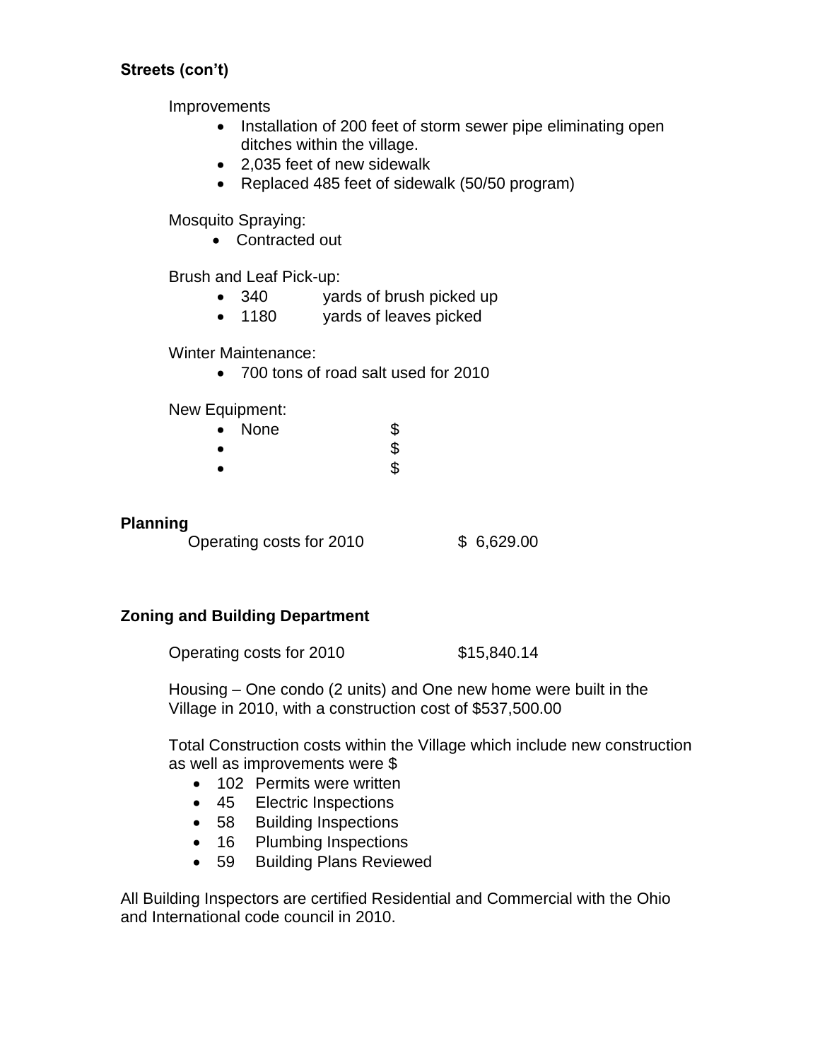**Streets (con't)**

Improvements

- Installation of 200 feet of storm sewer pipe eliminating open ditches within the village.
- 2,035 feet of new sidewalk
- Replaced 485 feet of sidewalk (50/50 program)

Mosquito Spraying:

- Contracted out

Brush and Leaf Pick-up:

- 340 yards of brush picked up
- 1180 yards of leaves picked

Winter Maintenance:

- 700 tons of road salt used for 2010

New Equipment:

- None $
- $
- $

**Planning**

Operating costs for 2010 $ 6,629.00

**Zoning and Building Department**

Operating costs for 2010 $15,840.14

Housing – One condo (2 units) and One new home were built in the Village in 2010, with a construction cost of $537,500.00

Total Construction costs within the Village which include new construction as well as improvements were $

- 102 Permits were written
- 45 Electric Inspections
- 58 Building Inspections
- 16 Plumbing Inspections
- 59 Building Plans Reviewed

All Building Inspectors are certified Residential and Commercial with the Ohio and International code council in 2010.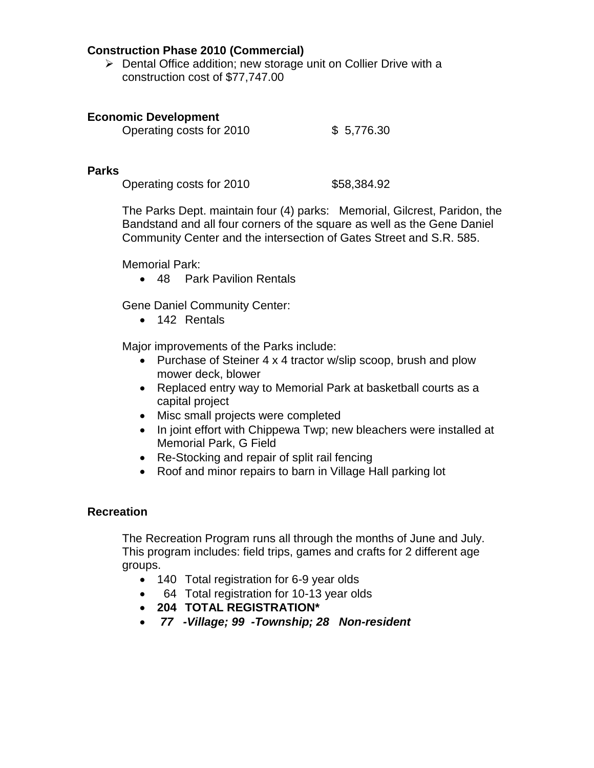**Construction Phase 2010 (Commercial)**

- Dental Office addition; new storage unit on Collier Drive with a construction cost of $77,747.00

**Economic Development**

Operating costs for 2010 $ 5,776.30

**Parks**

Operating costs for 2010 $58,384.92

The Parks Dept. maintain four (4) parks: Memorial, Gilcrest, Paridon, the Bandstand and all four corners of the square as well as the Gene Daniel Community Center and the intersection of Gates Street and S.R. 585.

Memorial Park:

- 48 Park Pavilion Rentals

Gene Daniel Community Center:

- 142 Rentals

Major improvements of the Parks include:

- Purchase of Steiner 4 x 4 tractor w/slip scoop, brush and plow mower deck, blower
- Replaced entry way to Memorial Park at basketball courts as a capital project
- Misc small projects were completed
- In joint effort with Chippewa Twp; new bleachers were installed at Memorial Park, G Field
- Re-Stocking and repair of split rail fencing
- Roof and minor repairs to barn in Village Hall parking lot

**Recreation**

The Recreation Program runs all through the months of June and July. This program includes: field trips, games and crafts for 2 different age groups.

- 140 Total registration for 6-9 year olds
- 64 Total registration for 10-13 year olds
- **204 TOTAL REGISTRATION***
- ***77 -Village; 99 -Township; 28 Non-resident***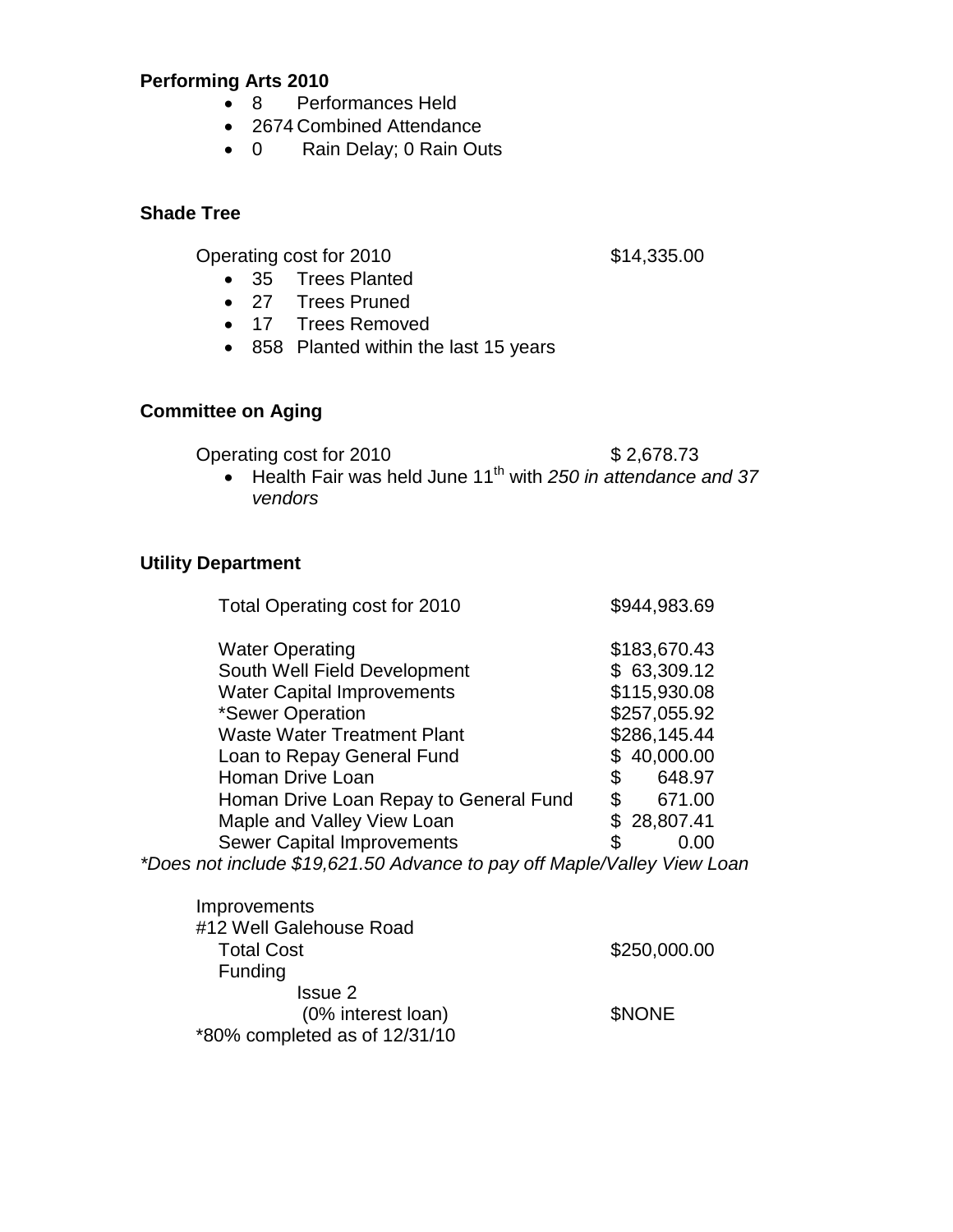**Performing Arts 2010**

- 8 Performances Held
- 2674 Combined Attendance
- 0 Rain Delay; 0 Rain Outs

**Shade Tree**

Operating cost for 2010 $14,335.00

- 35 Trees Planted
- 27 Trees Pruned
- 17 Trees Removed
- 858 Planted within the last 15 years

**Committee on Aging**

Operating cost for 2010 $ 2,678.73

- Health Fair was held June 11th with *250 in attendance and 37 vendors*

**Utility Department**

| | |
|---|---|
| Total Operating cost for 2010 | $944,983.69 |
| | |
| Water Operating | $183,670.43 |
| South Well Field Development | $ 63,309.12 |
| Water Capital Improvements | $115,930.08 |
| *Sewer Operation | $257,055.92 |
| Waste Water Treatment Plant | $286,145.44 |
| Loan to Repay General Fund | $ 40,000.00 |
| Homan Drive Loan | $ 648.97 |
| Homan Drive Loan Repay to General Fund | $ 671.00 |
| Maple and Valley View Loan | $ 28,807.41 |
| Sewer Capital Improvements | $ 0.00 |

*\*Does not include $19,621.50 Advance to pay off Maple/Valley View Loan*

Improvements
#12 Well Galehouse Road
Total Cost $250,000.00
Funding
Issue 2
(0% interest loan) $NONE
*80% completed as of 12/31/10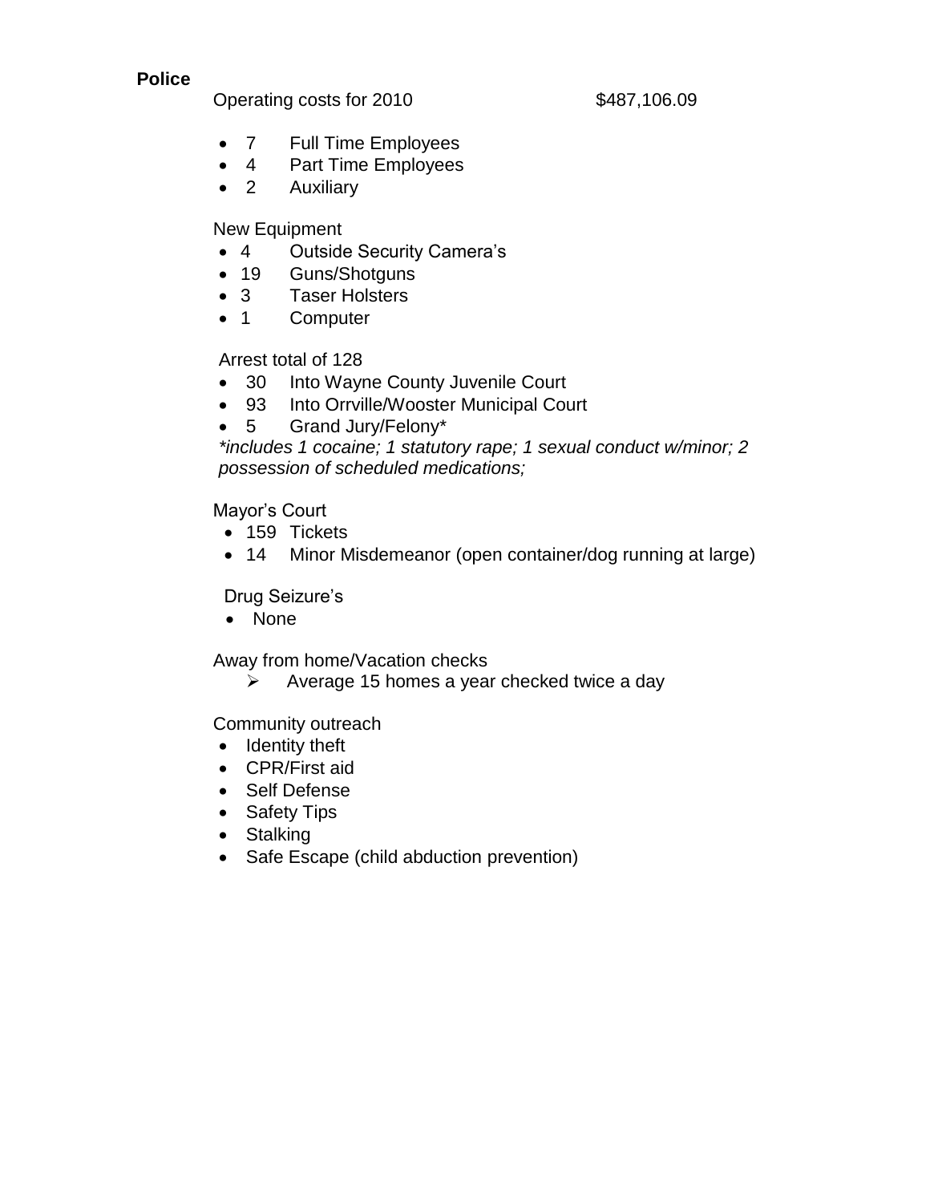**Police**

Operating costs for 2010 $487,106.09

- 7 Full Time Employees
- 4 Part Time Employees
- 2 Auxiliary

New Equipment

- 4 Outside Security Camera's
- 19 Guns/Shotguns
- 3 Taser Holsters
- 1 Computer

Arrest total of 128

- 30 Into Wayne County Juvenile Court
- 93 Into Orrville/Wooster Municipal Court
- 5 Grand Jury/Felony*

*\*includes 1 cocaine; 1 statutory rape; 1 sexual conduct w/minor; 2 possession of scheduled medications;*

Mayor's Court

- 159 Tickets
- 14 Minor Misdemeanor (open container/dog running at large)

Drug Seizure's

- None

Away from home/Vacation checks

- ➢ Average 15 homes a year checked twice a day

Community outreach

- Identity theft
- CPR/First aid
- Self Defense
- Safety Tips
- Stalking
- Safe Escape (child abduction prevention)